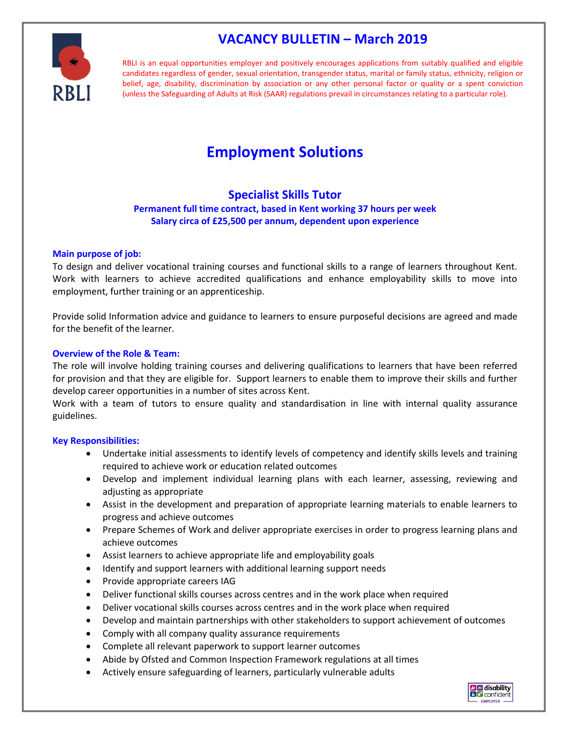# VACANCY BULLETIN – March 2019

RBLI is an equal opportunities employer and positively encourages applications from suitably qualified and eligible candidates regardless of gender, sexual orientation, transgender status, marital or family status, ethnicity, religion or belief, age, disability, discrimination by association or any other personal factor or quality or a spent conviction (unless the Safeguarding of Adults at Risk (SAAR) regulations prevail in circumstances relating to a particular role).

## Employment Solutions

### Specialist Skills Tutor

**Permanent full time contract, based in Kent working 37 hours per week**
**Salary circa of £25,500 per annum, dependent upon experience**

**Main purpose of job:**

To design and deliver vocational training courses and functional skills to a range of learners throughout Kent. Work with learners to achieve accredited qualifications and enhance employability skills to move into employment, further training or an apprenticeship.

Provide solid Information advice and guidance to learners to ensure purposeful decisions are agreed and made for the benefit of the learner.

**Overview of the Role & Team:**

The role will involve holding training courses and delivering qualifications to learners that have been referred for provision and that they are eligible for. Support learners to enable them to improve their skills and further develop career opportunities in a number of sites across Kent.
Work with a team of tutors to ensure quality and standardisation in line with internal quality assurance guidelines.

**Key Responsibilities:**

- Undertake initial assessments to identify levels of competency and identify skills levels and training required to achieve work or education related outcomes
- Develop and implement individual learning plans with each learner, assessing, reviewing and adjusting as appropriate
- Assist in the development and preparation of appropriate learning materials to enable learners to progress and achieve outcomes
- Prepare Schemes of Work and deliver appropriate exercises in order to progress learning plans and achieve outcomes
- Assist learners to achieve appropriate life and employability goals
- Identify and support learners with additional learning support needs
- Provide appropriate careers IAG
- Deliver functional skills courses across centres and in the work place when required
- Deliver vocational skills courses across centres and in the work place when required
- Develop and maintain partnerships with other stakeholders to support achievement of outcomes
- Comply with all company quality assurance requirements
- Complete all relevant paperwork to support learner outcomes
- Abide by Ofsted and Common Inspection Framework regulations at all times
- Actively ensure safeguarding of learners, particularly vulnerable adults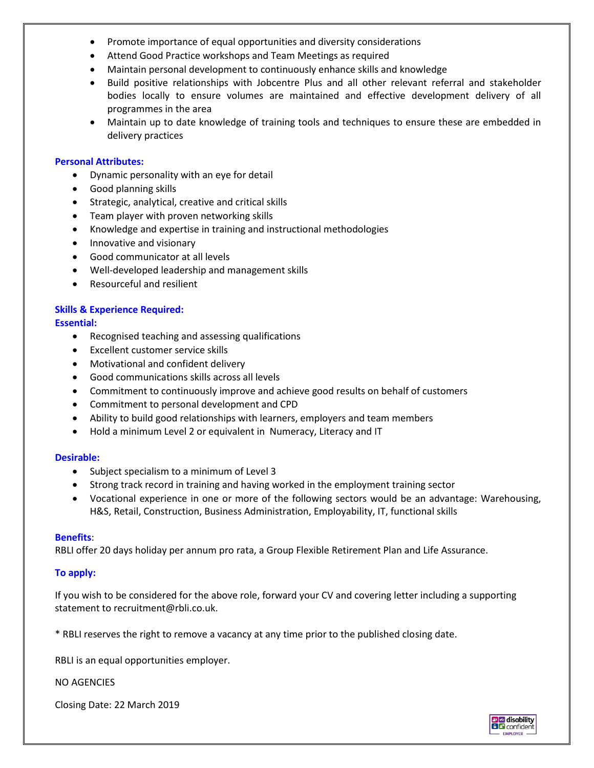- Promote importance of equal opportunities and diversity considerations
- Attend Good Practice workshops and Team Meetings as required
- Maintain personal development to continuously enhance skills and knowledge
- Build positive relationships with Jobcentre Plus and all other relevant referral and stakeholder bodies locally to ensure volumes are maintained and effective development delivery of all programmes in the area
- Maintain up to date knowledge of training tools and techniques to ensure these are embedded in delivery practices

**Personal Attributes:**

- Dynamic personality with an eye for detail
- Good planning skills
- Strategic, analytical, creative and critical skills
- Team player with proven networking skills
- Knowledge and expertise in training and instructional methodologies
- Innovative and visionary
- Good communicator at all levels
- Well-developed leadership and management skills
- Resourceful and resilient

**Skills & Experience Required:**

**Essential:**

- Recognised teaching and assessing qualifications
- Excellent customer service skills
- Motivational and confident delivery
- Good communications skills across all levels
- Commitment to continuously improve and achieve good results on behalf of customers
- Commitment to personal development and CPD
- Ability to build good relationships with learners, employers and team members
- Hold a minimum Level 2 or equivalent in Numeracy, Literacy and IT

**Desirable:**

- Subject specialism to a minimum of Level 3
- Strong track record in training and having worked in the employment training sector
- Vocational experience in one or more of the following sectors would be an advantage: Warehousing, H&S, Retail, Construction, Business Administration, Employability, IT, functional skills

**Benefits**:

RBLI offer 20 days holiday per annum pro rata, a Group Flexible Retirement Plan and Life Assurance.

**To apply:**

If you wish to be considered for the above role, forward your CV and covering letter including a supporting statement to recruitment@rbli.co.uk.

* RBLI reserves the right to remove a vacancy at any time prior to the published closing date.

RBLI is an equal opportunities employer.

NO AGENCIES

Closing Date: 22 March 2019

disability confident EMPLOYER